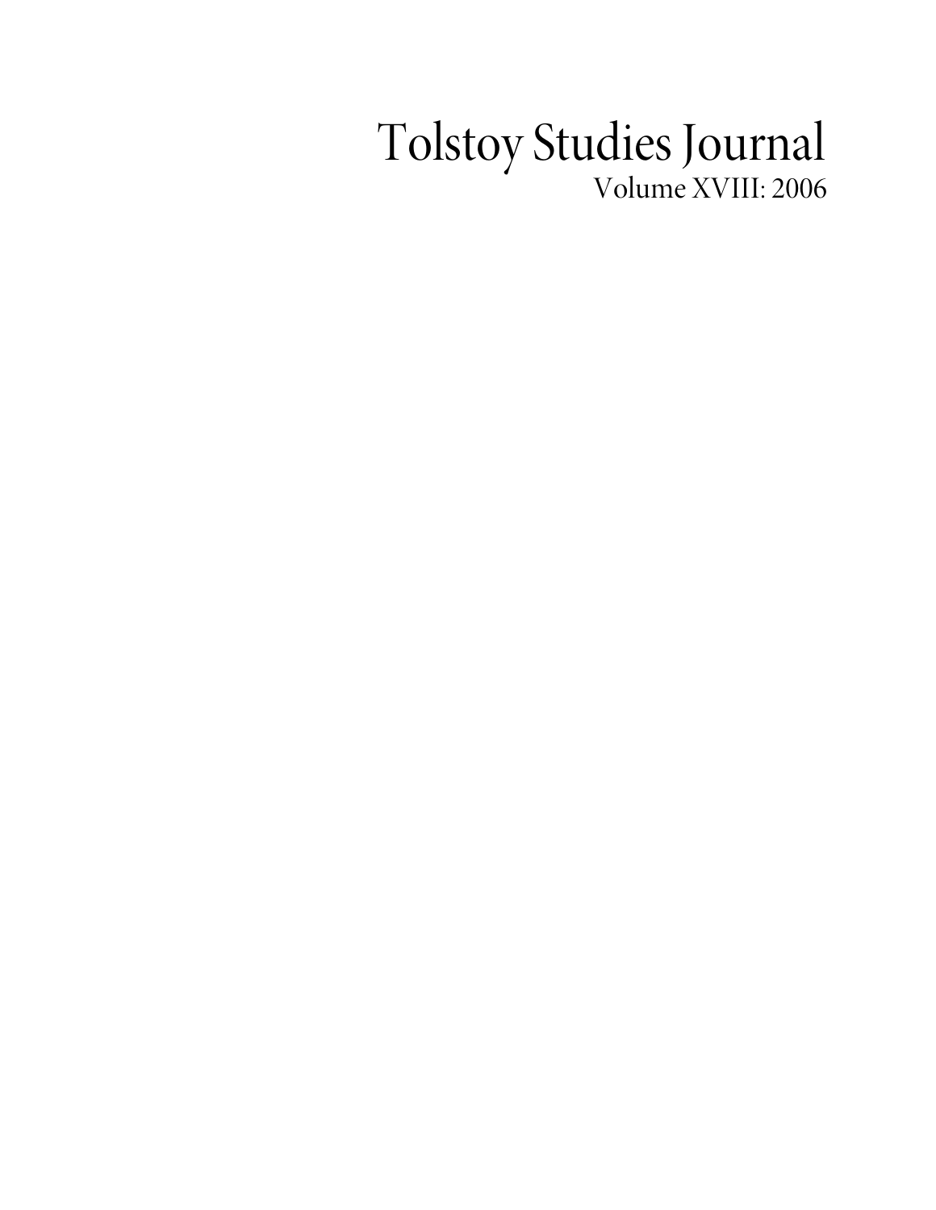# Tolstoy Studies Journal

Volume XVIII: 2006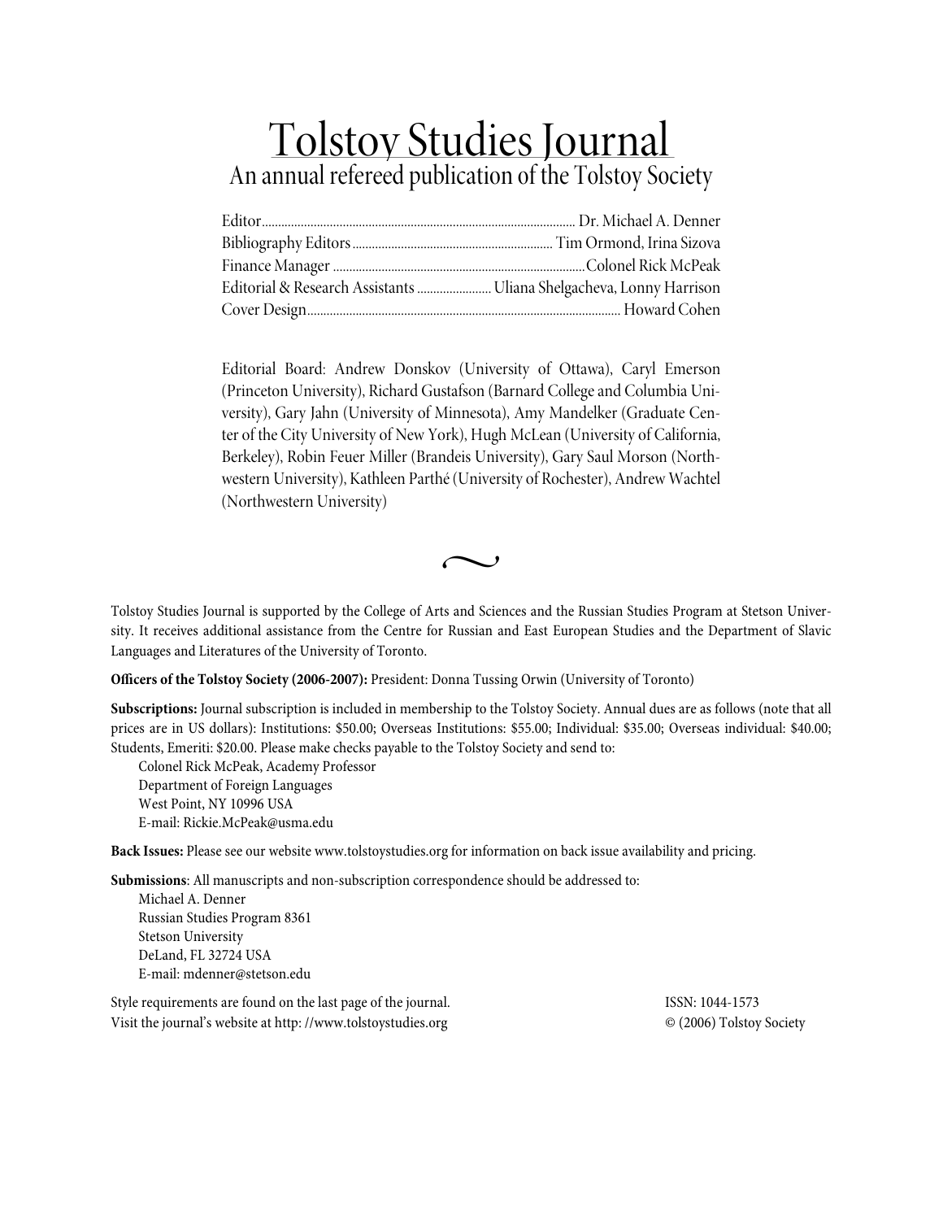# Tolstoy Studies Journal

## An annual refereed publication of the Tolstoy Society

| | |
|---|---|
| Editor | Dr. Michael A. Denner |
| Bibliography Editors | Tim Ormond, Irina Sizova |
| Finance Manager | Colonel Rick McPeak |
| Editorial & Research Assistants | Uliana Shelgacheva, Lonny Harrison |
| Cover Design | Howard Cohen |

Editorial Board: Andrew Donskov (University of Ottawa), Caryl Emerson (Princeton University), Richard Gustafson (Barnard College and Columbia University), Gary Jahn (University of Minnesota), Amy Mandelker (Graduate Center of the City University of New York), Hugh McLean (University of California, Berkeley), Robin Feuer Miller (Brandeis University), Gary Saul Morson (Northwestern University), Kathleen Parthé (University of Rochester), Andrew Wachtel (Northwestern University)

~

Tolstoy Studies Journal is supported by the College of Arts and Sciences and the Russian Studies Program at Stetson University. It receives additional assistance from the Centre for Russian and East European Studies and the Department of Slavic Languages and Literatures of the University of Toronto.

**Officers of the Tolstoy Society (2006-2007):** President: Donna Tussing Orwin (University of Toronto)

**Subscriptions:** Journal subscription is included in membership to the Tolstoy Society. Annual dues are as follows (note that all prices are in US dollars): Institutions: $50.00; Overseas Institutions: $55.00; Individual: $35.00; Overseas individual: $40.00; Students, Emeriti: $20.00. Please make checks payable to the Tolstoy Society and send to:

Colonel Rick McPeak, Academy Professor
Department of Foreign Languages
West Point, NY 10996 USA
E-mail: Rickie.McPeak@usma.edu

**Back Issues:** Please see our website www.tolstoystudies.org for information on back issue availability and pricing.

**Submissions**: All manuscripts and non-subscription correspondence should be addressed to:

Michael A. Denner
Russian Studies Program 8361
Stetson University
DeLand, FL 32724 USA
E-mail: mdenner@stetson.edu

Style requirements are found on the last page of the journal.
Visit the journal's website at http: //www.tolstoystudies.org

ISSN: 1044-1573
© (2006) Tolstoy Society